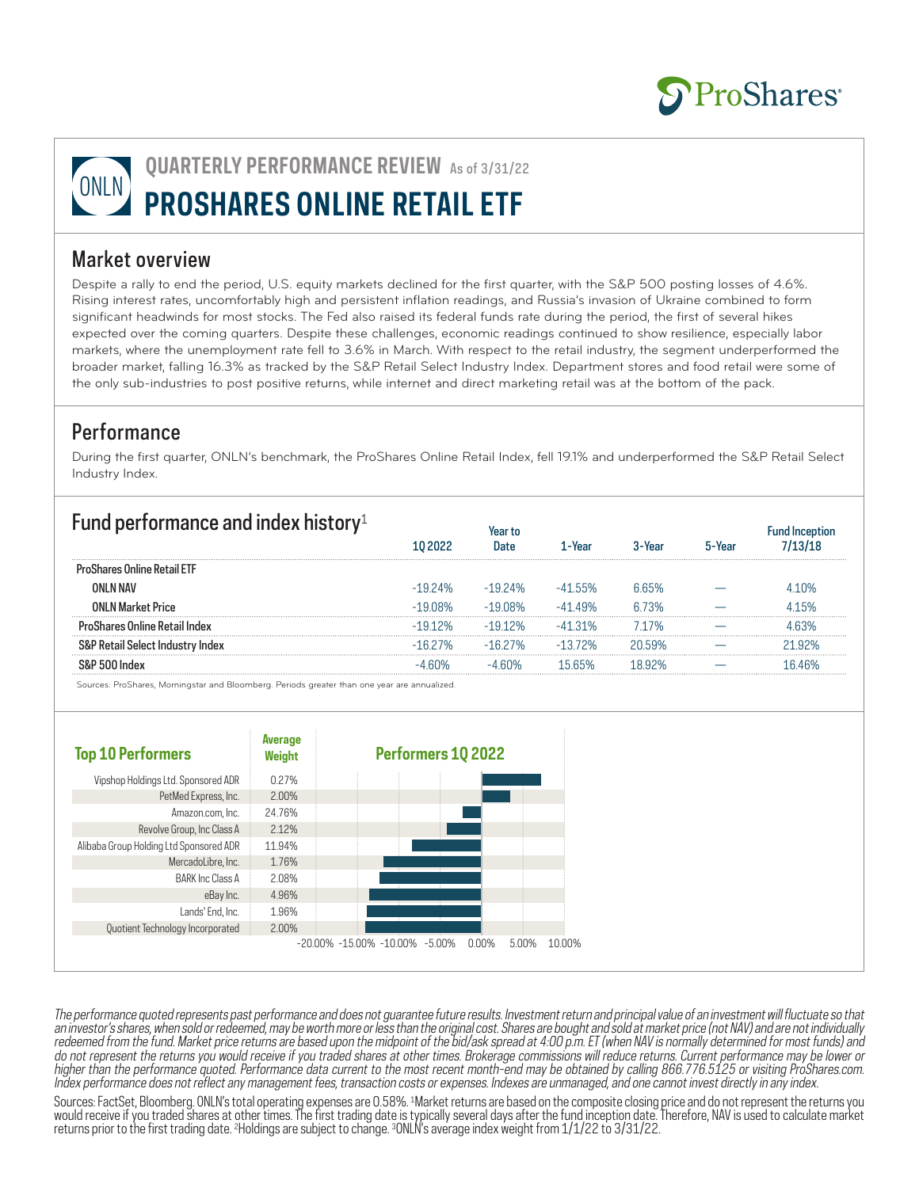ProShares

# QUARTERLY PERFORMANCE REVIEW As of 3/31/22

# PROSHARES ONLINE RETAIL ETF

ONLN

## Market overview

Despite a rally to end the period, U.S. equity markets declined for the first quarter, with the S&P 500 posting losses of 4.6%. Rising interest rates, uncomfortably high and persistent inflation readings, and Russia's invasion of Ukraine combined to form significant headwinds for most stocks. The Fed also raised its federal funds rate during the period, the first of several hikes expected over the coming quarters. Despite these challenges, economic readings continued to show resilience, especially labor markets, where the unemployment rate fell to 3.6% in March. With respect to the retail industry, the segment underperformed the broader market, falling 16.3% as tracked by the S&P Retail Select Industry Index. Department stores and food retail were some of the only sub-industries to post positive returns, while internet and direct marketing retail was at the bottom of the pack.

## Performance

During the first quarter, ONLN's benchmark, the ProShares Online Retail Index, fell 19.1% and underperformed the S&P Retail Select Industry Index.

## Fund performance and index history[1]

| | 1Q 2022 | Year to Date | 1-Year | 3-Year | 5-Year | Fund Inception 7/13/18 |
|---|---|---|---|---|---|---|
| **ProShares Online Retail ETF** | | | | | | |
| **ONLN NAV** | -19.24% | -19.24% | -41.55% | 6.65% | — | 4.10% |
| **ONLN Market Price** | -19.08% | -19.08% | -41.49% | 6.73% | — | 4.15% |
| **ProShares Online Retail Index** | -19.12% | -19.12% | -41.31% | 7.17% | — | 4.63% |
| **S&P Retail Select Industry Index** | -16.27% | -16.27% | -13.72% | 20.59% | — | 21.92% |
| **S&P 500 Index** | -4.60% | -4.60% | 15.65% | 18.92% | — | 16.46% |

Sources: ProShares, Morningstar and Bloomberg. Periods greater than one year are annualized.

| Top 10 Performers | Average Weight |
|---|---|
| Vipshop Holdings Ltd. Sponsored ADR | 0.27% |
| PetMed Express, Inc. | 2.00% |
| Amazon.com, Inc. | 24.76% |
| Revolve Group, Inc Class A | 2.12% |
| Alibaba Group Holding Ltd Sponsored ADR | 11.94% |
| MercadoLibre, Inc. | 1.76% |
| BARK Inc Class A | 2.08% |
| eBay Inc. | 4.96% |
| Lands' End, Inc. | 1.96% |
| Quotient Technology Incorporated | 2.00% |

**Performers 1Q 2022**

-20.00% -15.00% -10.00% -5.00% 0.00% 5.00% 10.00%

*The performance quoted represents past performance and does not guarantee future results. Investment return and principal value of an investment will fluctuate so that an investor's shares, when sold or redeemed, may be worth more or less than the original cost. Shares are bought and sold at market price (not NAV) and are not individually redeemed from the fund. Market price returns are based upon the midpoint of the bid/ask spread at 4:00 p.m. ET (when NAV is normally determined for most funds) and do not represent the returns you would receive if you traded shares at other times. Brokerage commissions will reduce returns. Current performance may be lower or higher than the performance quoted. Performance data current to the most recent month-end may be obtained by calling 866.776.5125 or visiting ProShares.com. Index performance does not reflect any management fees, transaction costs or expenses. Indexes are unmanaged, and one cannot invest directly in any index.*

Sources: FactSet, Bloomberg. ONLN's total operating expenses are 0.58%. [1]Market returns are based on the composite closing price and do not represent the returns you would receive if you traded shares at other times. The first trading date is typically several days after the fund inception date. Therefore, NAV is used to calculate market returns prior to the first trading date. [2]Holdings are subject to change. [3]ONLN's average index weight from 1/1/22 to 3/31/22.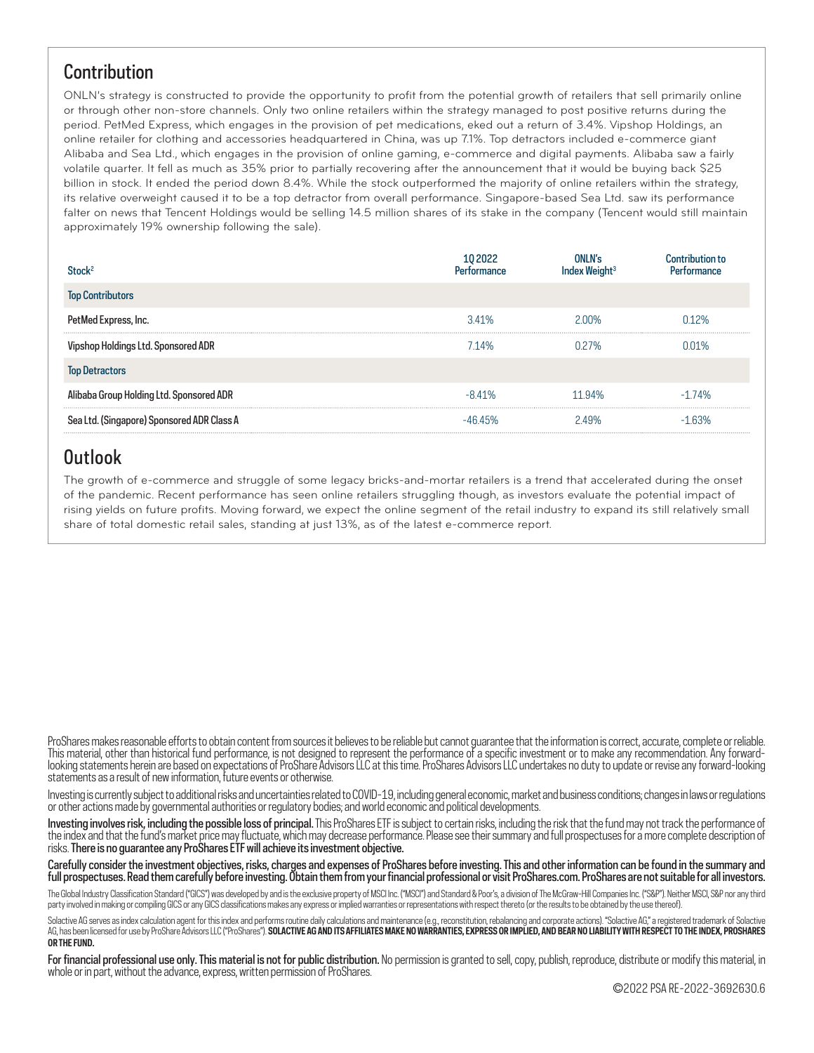## Contribution

ONLN's strategy is constructed to provide the opportunity to profit from the potential growth of retailers that sell primarily online or through other non-store channels. Only two online retailers within the strategy managed to post positive returns during the period. PetMed Express, which engages in the provision of pet medications, eked out a return of 3.4%. Vipshop Holdings, an online retailer for clothing and accessories headquartered in China, was up 7.1%. Top detractors included e-commerce giant Alibaba and Sea Ltd., which engages in the provision of online gaming, e-commerce and digital payments. Alibaba saw a fairly volatile quarter. It fell as much as 35% prior to partially recovering after the announcement that it would be buying back $25 billion in stock. It ended the period down 8.4%. While the stock outperformed the majority of online retailers within the strategy, its relative overweight caused it to be a top detractor from overall performance. Singapore-based Sea Ltd. saw its performance falter on news that Tencent Holdings would be selling 14.5 million shares of its stake in the company (Tencent would still maintain approximately 19% ownership following the sale).

| Stock[2] | 1Q 2022 Performance | ONLN's Index Weight[3] | Contribution to Performance |
|---|---|---|---|
| **Top Contributors** | | | |
| PetMed Express, Inc. | 3.41% | 2.00% | 0.12% |
| Vipshop Holdings Ltd. Sponsored ADR | 7.14% | 0.27% | 0.01% |
| **Top Detractors** | | | |
| Alibaba Group Holding Ltd. Sponsored ADR | -8.41% | 11.94% | -1.74% |
| Sea Ltd. (Singapore) Sponsored ADR Class A | -46.45% | 2.49% | -1.63% |

## Outlook

The growth of e-commerce and struggle of some legacy bricks-and-mortar retailers is a trend that accelerated during the onset of the pandemic. Recent performance has seen online retailers struggling though, as investors evaluate the potential impact of rising yields on future profits. Moving forward, we expect the online segment of the retail industry to expand its still relatively small share of total domestic retail sales, standing at just 13%, as of the latest e-commerce report.

ProShares makes reasonable efforts to obtain content from sources it believes to be reliable but cannot guarantee that the information is correct, accurate, complete or reliable. This material, other than historical fund performance, is not designed to represent the performance of a specific investment or to make any recommendation. Any forward-looking statements herein are based on expectations of ProShare Advisors LLC at this time. ProShares Advisors LLC undertakes no duty to update or revise any forward-looking statements as a result of new information, future events or otherwise.

Investing is currently subject to additional risks and uncertainties related to COVID-19, including general economic, market and business conditions; changes in laws or regulations or other actions made by governmental authorities or regulatory bodies; and world economic and political developments.

**Investing involves risk, including the possible loss of principal.** This ProShares ETF is subject to certain risks, including the risk that the fund may not track the performance of the index and that the fund's market price may fluctuate, which may decrease performance. Please see their summary and full prospectuses for a more complete description of risks. **There is no guarantee any ProShares ETF will achieve its investment objective.**

**Carefully consider the investment objectives, risks, charges and expenses of ProShares before investing. This and other information can be found in the summary and full prospectuses. Read them carefully before investing. Obtain them from your financial professional or visit ProShares.com. ProShares are not suitable for all investors.**

The Global Industry Classification Standard ("GICS") was developed by and is the exclusive property of MSCI Inc. ("MSCI") and Standard & Poor's, a division of The McGraw-Hill Companies Inc. ("S&P"). Neither MSCI, S&P nor any third party involved in making or compiling GICS or any GICS classifications makes any express or implied warranties or representations with respect thereto (or the results to be obtained by the use thereof).

Solactive AG serves as index calculation agent for this index and performs routine daily calculations and maintenance (e.g., reconstitution, rebalancing and corporate actions). "Solactive AG," a registered trademark of Solactive AG, has been licensed for use by ProShare Advisors LLC ("ProShares"). **SOLACTIVE AG AND ITS AFFILIATES MAKE NO WARRANTIES, EXPRESS OR IMPLIED, AND BEAR NO LIABILITY WITH RESPECT TO THE INDEX, PROSHARES OR THE FUND.**

**For financial professional use only. This material is not for public distribution.** No permission is granted to sell, copy, publish, reproduce, distribute or modify this material, in whole or in part, without the advance, express, written permission of ProShares.

©2022 PSA RE-2022-3692630.6